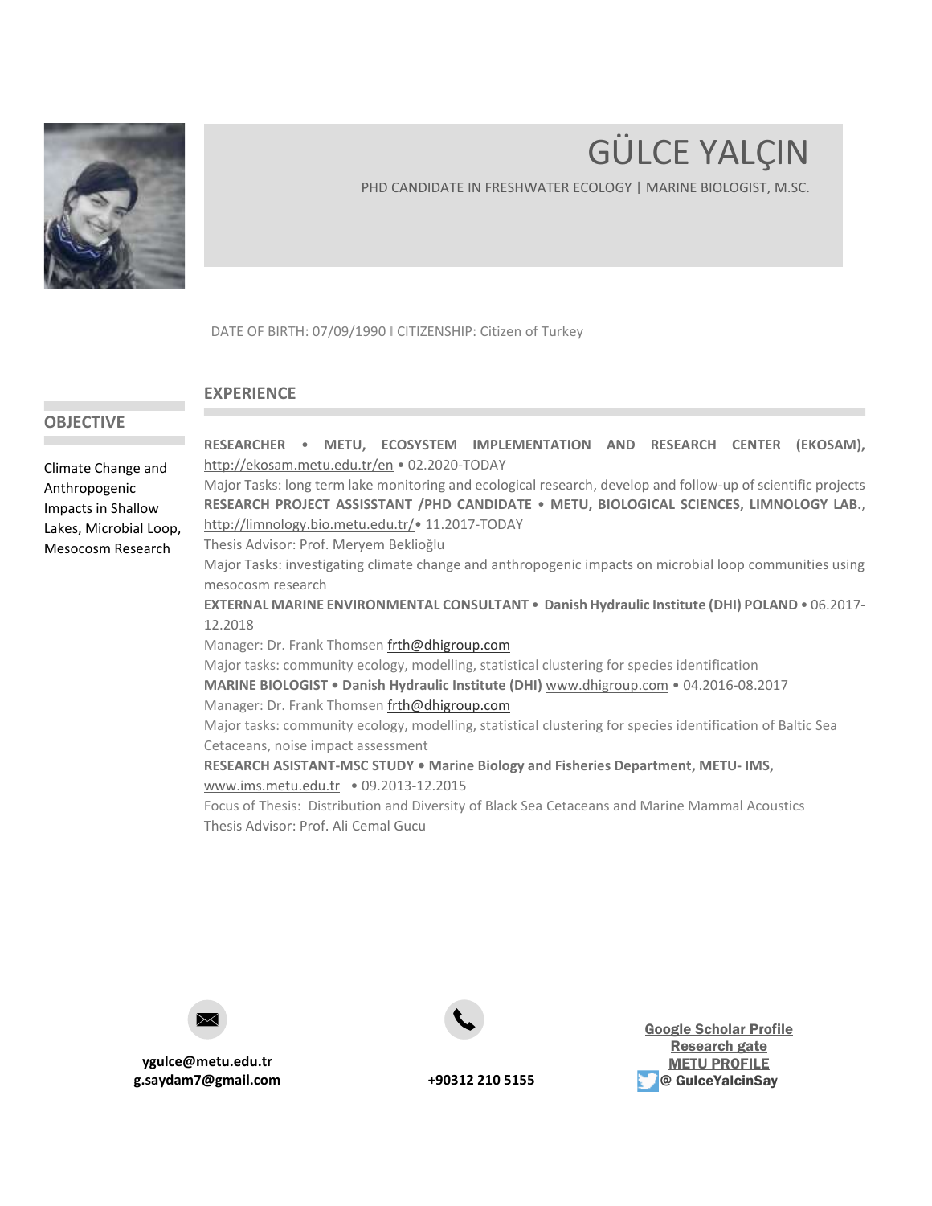# GÜLCE YALÇIN

PHD CANDIDATE IN FRESHWATER ECOLOGY | MARINE BIOLOGIST, M.SC.

DATE OF BIRTH: 07/09/1990 I CITIZENSHIP: Citizen of Turkey

## OBJECTIVE

Climate Change and Anthropogenic Impacts in Shallow Lakes, Microbial Loop, Mesocosm Research

## EXPERIENCE

**RESEARCHER • METU, ECOSYSTEM IMPLEMENTATION AND RESEARCH CENTER (EKOSAM),** http://ekosam.metu.edu.tr/en • 02.2020-TODAY

Major Tasks: long term lake monitoring and ecological research, develop and follow-up of scientific projects

**RESEARCH PROJECT ASSISSTANT /PHD CANDIDATE • METU, BIOLOGICAL SCIENCES, LIMNOLOGY LAB.**, http://limnology.bio.metu.edu.tr/• 11.2017-TODAY

Thesis Advisor: Prof. Meryem Beklioğlu

Major Tasks: investigating climate change and anthropogenic impacts on microbial loop communities using mesocosm research

**EXTERNAL MARINE ENVIRONMENTAL CONSULTANT • Danish Hydraulic Institute (DHI) POLAND** • 06.2017-12.2018

Manager: Dr. Frank Thomsen frth@dhigroup.com

Major tasks: community ecology, modelling, statistical clustering for species identification

**MARINE BIOLOGIST • Danish Hydraulic Institute (DHI)** www.dhigroup.com • 04.2016-08.2017

Manager: Dr. Frank Thomsen frth@dhigroup.com

Major tasks: community ecology, modelling, statistical clustering for species identification of Baltic Sea Cetaceans, noise impact assessment

**RESEARCH ASISTANT-MSC STUDY • Marine Biology and Fisheries Department, METU- IMS,** www.ims.metu.edu.tr • 09.2013-12.2015

Focus of Thesis: Distribution and Diversity of Black Sea Cetaceans and Marine Mammal Acoustics

Thesis Advisor: Prof. Ali Cemal Gucu

**ygulce@metu.edu.tr**
**g.saydam7@gmail.com**

**+90312 210 5155**

**Google Scholar Profile**
**Research gate**
**METU PROFILE**
**@ GulceYalcinSay**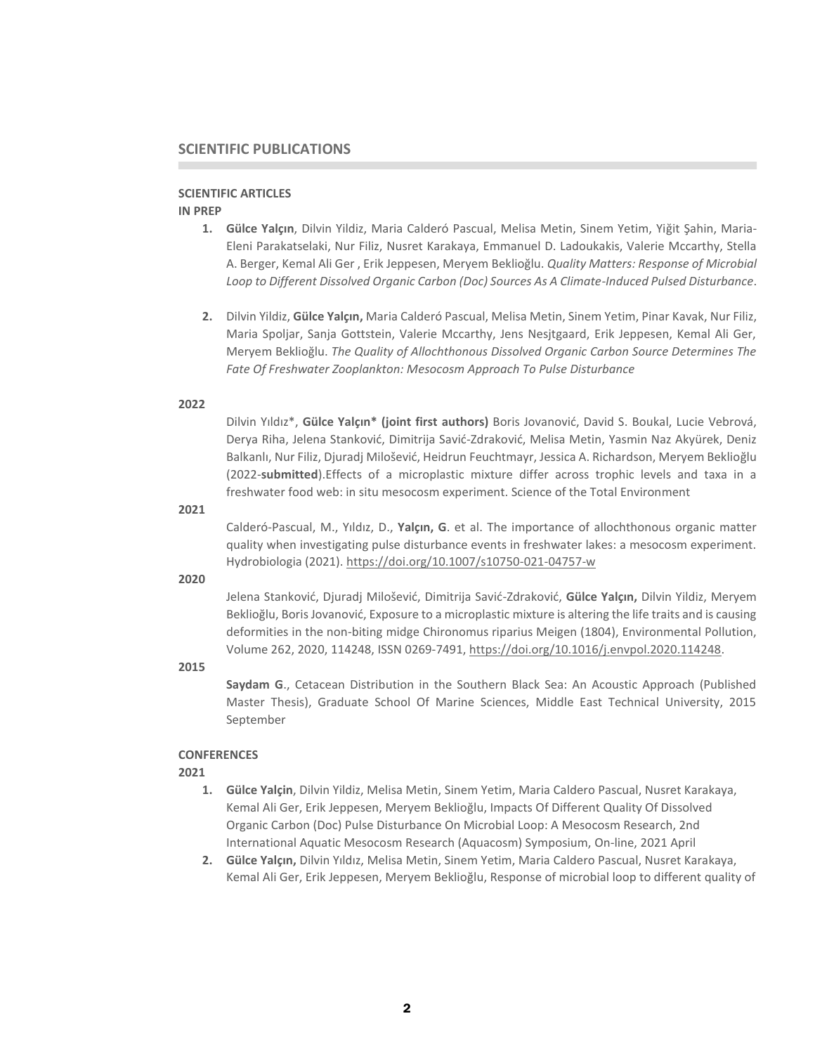## SCIENTIFIC PUBLICATIONS

### SCIENTIFIC ARTICLES

**IN PREP**

1. **Gülce Yalçın**, Dilvin Yildiz, Maria Calderó Pascual, Melisa Metin, Sinem Yetim, Yiğit Şahin, Maria-Eleni Parakatselaki, Nur Filiz, Nusret Karakaya, Emmanuel D. Ladoukakis, Valerie Mccarthy, Stella A. Berger, Kemal Ali Ger , Erik Jeppesen, Meryem Beklioğlu. *Quality Matters: Response of Microbial Loop to Different Dissolved Organic Carbon (Doc) Sources As A Climate-Induced Pulsed Disturbance*.

2. Dilvin Yildiz, **Gülce Yalçın,** Maria Calderó Pascual, Melisa Metin, Sinem Yetim, Pinar Kavak, Nur Filiz, Maria Spoljar, Sanja Gottstein, Valerie Mccarthy, Jens Nesjtgaard, Erik Jeppesen, Kemal Ali Ger, Meryem Beklioğlu. *The Quality of Allochthonous Dissolved Organic Carbon Source Determines The Fate Of Freshwater Zooplankton: Mesocosm Approach To Pulse Disturbance*

**2022**

Dilvin Yıldız*, **Gülce Yalçın* (joint first authors)** Boris Jovanović, David S. Boukal, Lucie Vebrová, Derya Riha, Jelena Stanković, Dimitrija Savić-Zdraković, Melisa Metin, Yasmin Naz Akyürek, Deniz Balkanlı, Nur Filiz, Djuradj Milošević, Heidrun Feuchtmayr, Jessica A. Richardson, Meryem Beklioğlu (2022-**submitted**).Effects of a microplastic mixture differ across trophic levels and taxa in a freshwater food web: in situ mesocosm experiment. Science of the Total Environment

**2021**

Calderó-Pascual, M., Yıldız, D., **Yalçın, G**. et al. The importance of allochthonous organic matter quality when investigating pulse disturbance events in freshwater lakes: a mesocosm experiment. Hydrobiologia (2021). https://doi.org/10.1007/s10750-021-04757-w

**2020**

Jelena Stanković, Djuradj Milošević, Dimitrija Savić-Zdraković, **Gülce Yalçın,** Dilvin Yildiz, Meryem Beklioğlu, Boris Jovanović, Exposure to a microplastic mixture is altering the life traits and is causing deformities in the non-biting midge Chironomus riparius Meigen (1804), Environmental Pollution, Volume 262, 2020, 114248, ISSN 0269-7491, https://doi.org/10.1016/j.envpol.2020.114248.

**2015**

**Saydam G**., Cetacean Distribution in the Southern Black Sea: An Acoustic Approach (Published Master Thesis), Graduate School Of Marine Sciences, Middle East Technical University, 2015 September

### CONFERENCES

**2021**

1. **Gülce Yalçin**, Dilvin Yildiz, Melisa Metin, Sinem Yetim, Maria Caldero Pascual, Nusret Karakaya, Kemal Ali Ger, Erik Jeppesen, Meryem Beklioğlu, Impacts Of Different Quality Of Dissolved Organic Carbon (Doc) Pulse Disturbance On Microbial Loop: A Mesocosm Research, 2nd International Aquatic Mesocosm Research (Aquacosm) Symposium, On-line, 2021 April
2. **Gülce Yalçın,** Dilvin Yıldız, Melisa Metin, Sinem Yetim, Maria Caldero Pascual, Nusret Karakaya, Kemal Ali Ger, Erik Jeppesen, Meryem Beklioğlu, Response of microbial loop to different quality of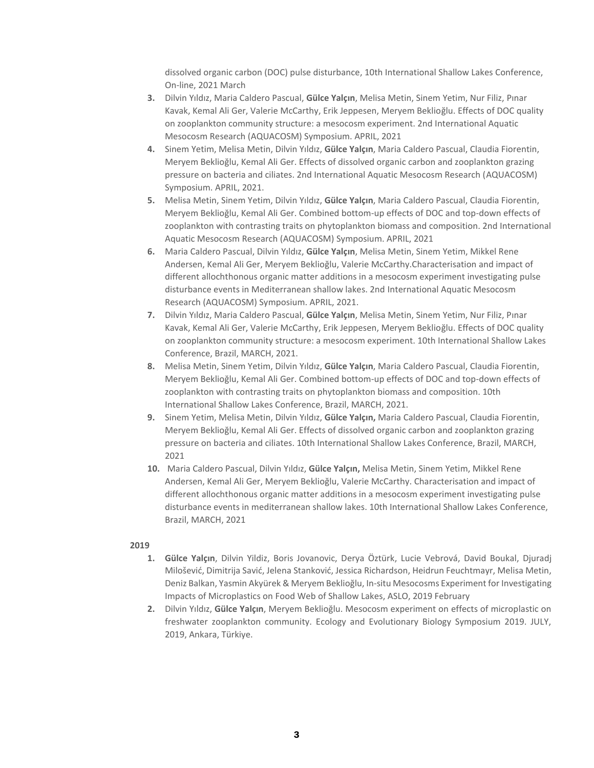dissolved organic carbon (DOC) pulse disturbance, 10th International Shallow Lakes Conference, On-line, 2021 March

3. Dilvin Yıldız, Maria Caldero Pascual, **Gülce Yalçın**, Melisa Metin, Sinem Yetim, Nur Filiz, Pınar Kavak, Kemal Ali Ger, Valerie McCarthy, Erik Jeppesen, Meryem Beklioğlu. Effects of DOC quality on zooplankton community structure: a mesocosm experiment. 2nd International Aquatic Mesocosm Research (AQUACOSM) Symposium. APRIL, 2021
4. Sinem Yetim, Melisa Metin, Dilvin Yıldız, **Gülce Yalçın**, Maria Caldero Pascual, Claudia Fiorentin, Meryem Beklioğlu, Kemal Ali Ger. Effects of dissolved organic carbon and zooplankton grazing pressure on bacteria and ciliates. 2nd International Aquatic Mesocosm Research (AQUACOSM) Symposium. APRIL, 2021.
5. Melisa Metin, Sinem Yetim, Dilvin Yıldız, **Gülce Yalçın**, Maria Caldero Pascual, Claudia Fiorentin, Meryem Beklioğlu, Kemal Ali Ger. Combined bottom-up effects of DOC and top-down effects of zooplankton with contrasting traits on phytoplankton biomass and composition. 2nd International Aquatic Mesocosm Research (AQUACOSM) Symposium. APRIL, 2021
6. Maria Caldero Pascual, Dilvin Yıldız, **Gülce Yalçın**, Melisa Metin, Sinem Yetim, Mikkel Rene Andersen, Kemal Ali Ger, Meryem Beklioğlu, Valerie McCarthy.Characterisation and impact of different allochthonous organic matter additions in a mesocosm experiment investigating pulse disturbance events in Mediterranean shallow lakes. 2nd International Aquatic Mesocosm Research (AQUACOSM) Symposium. APRIL, 2021.
7. Dilvin Yıldız, Maria Caldero Pascual, **Gülce Yalçın**, Melisa Metin, Sinem Yetim, Nur Filiz, Pınar Kavak, Kemal Ali Ger, Valerie McCarthy, Erik Jeppesen, Meryem Beklioğlu. Effects of DOC quality on zooplankton community structure: a mesocosm experiment. 10th International Shallow Lakes Conference, Brazil, MARCH, 2021.
8. Melisa Metin, Sinem Yetim, Dilvin Yıldız, **Gülce Yalçın**, Maria Caldero Pascual, Claudia Fiorentin, Meryem Beklioğlu, Kemal Ali Ger. Combined bottom-up effects of DOC and top-down effects of zooplankton with contrasting traits on phytoplankton biomass and composition. 10th International Shallow Lakes Conference, Brazil, MARCH, 2021.
9. Sinem Yetim, Melisa Metin, Dilvin Yıldız, **Gülce Yalçın,** Maria Caldero Pascual, Claudia Fiorentin, Meryem Beklioğlu, Kemal Ali Ger. Effects of dissolved organic carbon and zooplankton grazing pressure on bacteria and ciliates. 10th International Shallow Lakes Conference, Brazil, MARCH, 2021
10. Maria Caldero Pascual, Dilvin Yıldız, **Gülce Yalçın,** Melisa Metin, Sinem Yetim, Mikkel Rene Andersen, Kemal Ali Ger, Meryem Beklioğlu, Valerie McCarthy. Characterisation and impact of different allochthonous organic matter additions in a mesocosm experiment investigating pulse disturbance events in mediterranean shallow lakes. 10th International Shallow Lakes Conference, Brazil, MARCH, 2021

**2019**

1. **Gülce Yalçın**, Dilvin Yildiz, Boris Jovanovic, Derya Öztürk, Lucie Vebrová, David Boukal, Djuradj Milošević, Dimitrija Savić, Jelena Stanković, Jessica Richardson, Heidrun Feuchtmayr, Melisa Metin, Deniz Balkan, Yasmin Akyürek & Meryem Beklioğlu, In-situ Mesocosms Experiment for Investigating Impacts of Microplastics on Food Web of Shallow Lakes, ASLO, 2019 February
2. Dilvin Yıldız, **Gülce Yalçın**, Meryem Beklioğlu. Mesocosm experiment on effects of microplastic on freshwater zooplankton community. Ecology and Evolutionary Biology Symposium 2019. JULY, 2019, Ankara, Türkiye.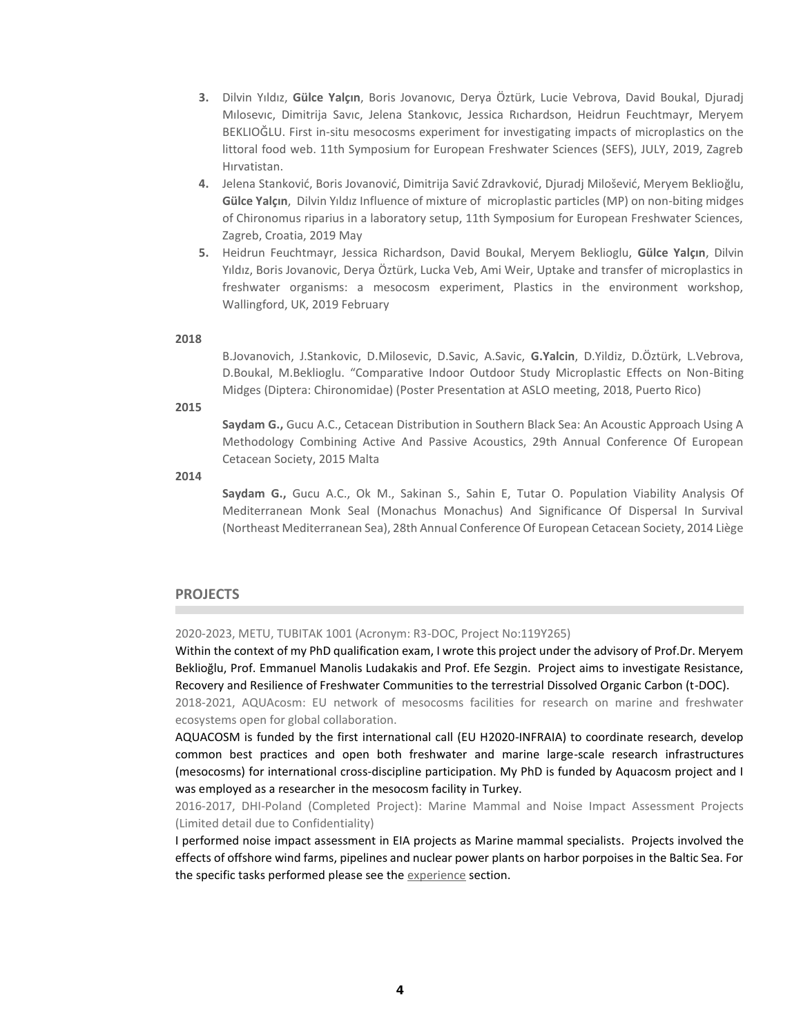3. Dilvin Yıldız, **Gülce Yalçın**, Boris Jovanovıc, Derya Öztürk, Lucie Vebrova, David Boukal, Djuradj Mılosevıc, Dimitrija Savıc, Jelena Stankovıc, Jessica Rıchardson, Heidrun Feuchtmayr, Meryem BEKLIOĞLU. First in-situ mesocosms experiment for investigating impacts of microplastics on the littoral food web. 11th Symposium for European Freshwater Sciences (SEFS), JULY, 2019, Zagreb Hırvatistan.
4. Jelena Stanković, Boris Jovanović, Dimitrija Savić Zdravković, Djuradj Milošević, Meryem Beklioğlu, **Gülce Yalçın**, Dilvin Yıldız Influence of mixture of microplastic particles (MP) on non-biting midges of Chironomus riparius in a laboratory setup, 11th Symposium for European Freshwater Sciences, Zagreb, Croatia, 2019 May
5. Heidrun Feuchtmayr, Jessica Richardson, David Boukal, Meryem Beklioglu, **Gülce Yalçın**, Dilvin Yıldız, Boris Jovanovic, Derya Öztürk, Lucka Veb, Ami Weir, Uptake and transfer of microplastics in freshwater organisms: a mesocosm experiment, Plastics in the environment workshop, Wallingford, UK, 2019 February

**2018**

B.Jovanovich, J.Stankovic, D.Milosevic, D.Savic, A.Savic, **G.Yalcin**, D.Yildiz, D.Öztürk, L.Vebrova, D.Boukal, M.Beklioglu. "Comparative Indoor Outdoor Study Microplastic Effects on Non-Biting Midges (Diptera: Chironomidae) (Poster Presentation at ASLO meeting, 2018, Puerto Rico)

**2015**

**Saydam G.,** Gucu A.C., Cetacean Distribution in Southern Black Sea: An Acoustic Approach Using A Methodology Combining Active And Passive Acoustics, 29th Annual Conference Of European Cetacean Society, 2015 Malta

**2014**

**Saydam G.,** Gucu A.C., Ok M., Sakinan S., Sahin E, Tutar O. Population Viability Analysis Of Mediterranean Monk Seal (Monachus Monachus) And Significance Of Dispersal In Survival (Northeast Mediterranean Sea), 28th Annual Conference Of European Cetacean Society, 2014 Liège

## PROJECTS

2020-2023, METU, TUBITAK 1001 (Acronym: R3-DOC, Project No:119Y265)

Within the context of my PhD qualification exam, I wrote this project under the advisory of Prof.Dr. Meryem Beklioğlu, Prof. Emmanuel Manolis Ludakakis and Prof. Efe Sezgin. Project aims to investigate Resistance, Recovery and Resilience of Freshwater Communities to the terrestrial Dissolved Organic Carbon (t-DOC).

2018-2021, AQUAcosm: EU network of mesocosms facilities for research on marine and freshwater ecosystems open for global collaboration.

AQUACOSM is funded by the first international call (EU H2020-INFRAIA) to coordinate research, develop common best practices and open both freshwater and marine large-scale research infrastructures (mesocosms) for international cross-discipline participation. My PhD is funded by Aquacosm project and I was employed as a researcher in the mesocosm facility in Turkey.

2016-2017, DHI-Poland (Completed Project): Marine Mammal and Noise Impact Assessment Projects (Limited detail due to Confidentiality)

I performed noise impact assessment in EIA projects as Marine mammal specialists. Projects involved the effects of offshore wind farms, pipelines and nuclear power plants on harbor porpoises in the Baltic Sea. For the specific tasks performed please see the experience section.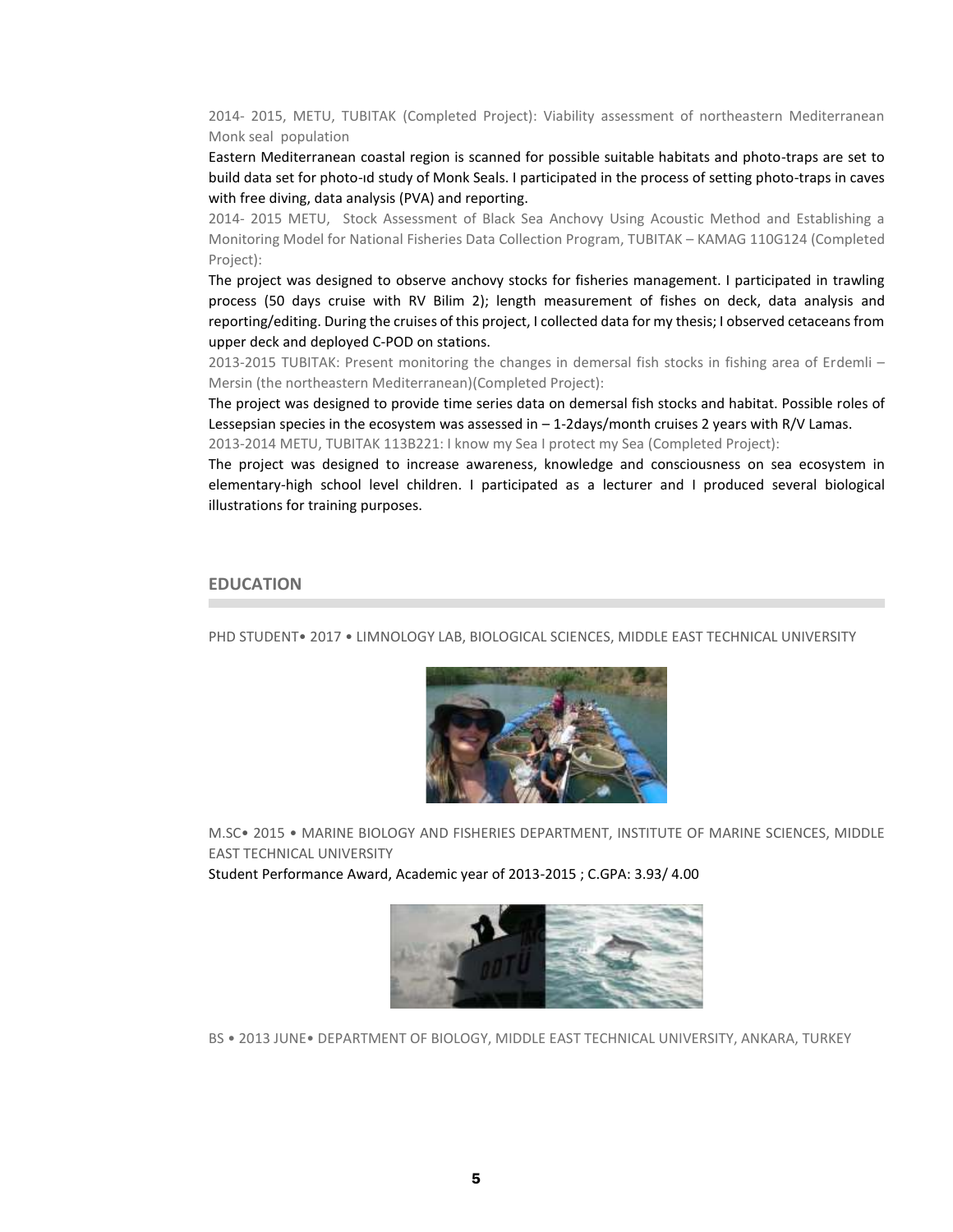2014- 2015, METU, TUBITAK (Completed Project): Viability assessment of northeastern Mediterranean Monk seal population

Eastern Mediterranean coastal region is scanned for possible suitable habitats and photo-traps are set to build data set for photo-ıd study of Monk Seals. I participated in the process of setting photo-traps in caves with free diving, data analysis (PVA) and reporting.

2014- 2015 METU, Stock Assessment of Black Sea Anchovy Using Acoustic Method and Establishing a Monitoring Model for National Fisheries Data Collection Program, TUBITAK – KAMAG 110G124 (Completed Project):

The project was designed to observe anchovy stocks for fisheries management. I participated in trawling process (50 days cruise with RV Bilim 2); length measurement of fishes on deck, data analysis and reporting/editing. During the cruises of this project, I collected data for my thesis; I observed cetaceans from upper deck and deployed C-POD on stations.

2013-2015 TUBITAK: Present monitoring the changes in demersal fish stocks in fishing area of Erdemli – Mersin (the northeastern Mediterranean)(Completed Project):

The project was designed to provide time series data on demersal fish stocks and habitat. Possible roles of Lessepsian species in the ecosystem was assessed in – 1-2days/month cruises 2 years with R/V Lamas.

2013-2014 METU, TUBITAK 113B221: I know my Sea I protect my Sea (Completed Project):

The project was designed to increase awareness, knowledge and consciousness on sea ecosystem in elementary-high school level children. I participated as a lecturer and I produced several biological illustrations for training purposes.

## EDUCATION

PHD STUDENT• 2017 • LIMNOLOGY LAB, BIOLOGICAL SCIENCES, MIDDLE EAST TECHNICAL UNIVERSITY

M.SC• 2015 • MARINE BIOLOGY AND FISHERIES DEPARTMENT, INSTITUTE OF MARINE SCIENCES, MIDDLE EAST TECHNICAL UNIVERSITY

Student Performance Award, Academic year of 2013-2015 ; C.GPA: 3.93/ 4.00

BS • 2013 JUNE• DEPARTMENT OF BIOLOGY, MIDDLE EAST TECHNICAL UNIVERSITY, ANKARA, TURKEY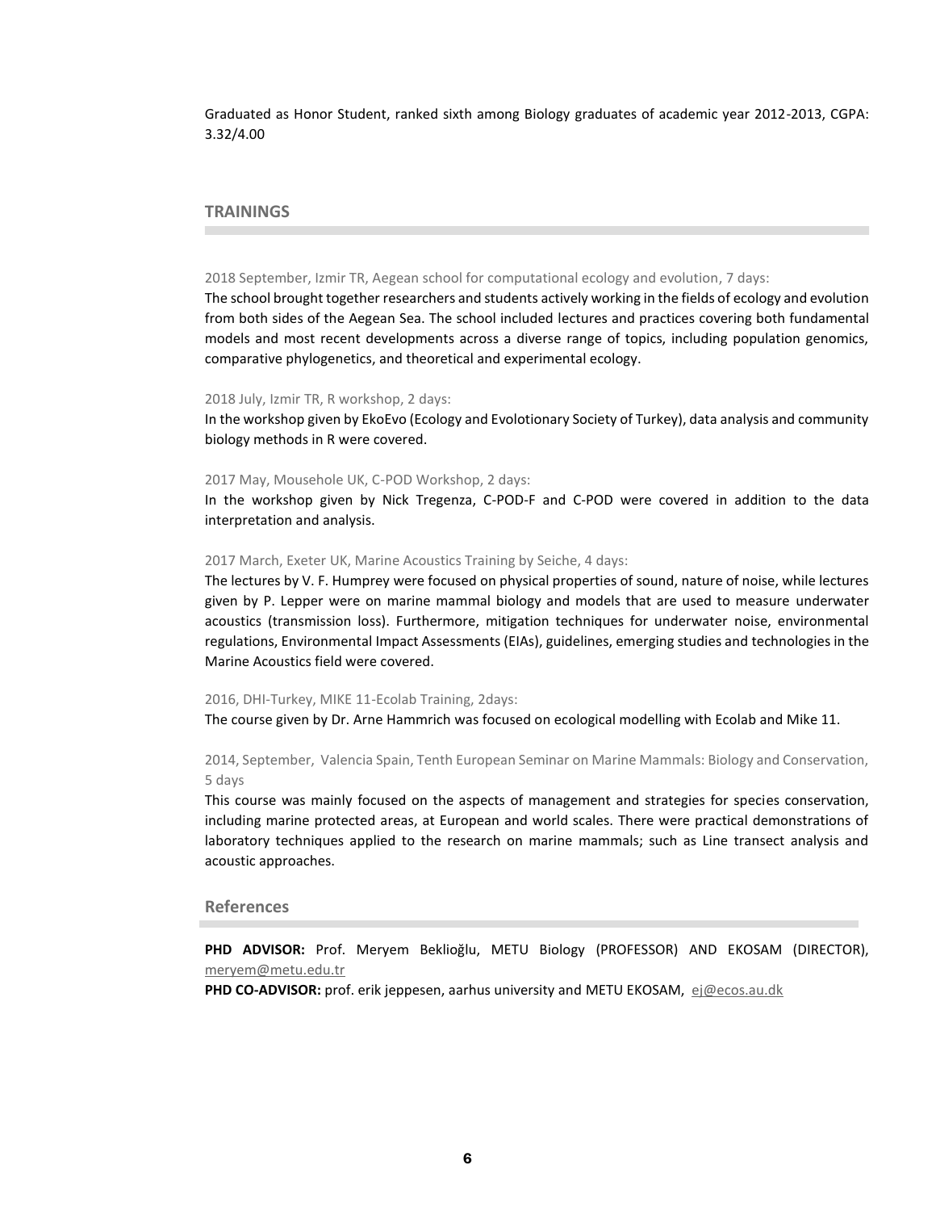Graduated as Honor Student, ranked sixth among Biology graduates of academic year 2012-2013, CGPA: 3.32/4.00

## TRAININGS

2018 September, Izmir TR, Aegean school for computational ecology and evolution, 7 days:

The school brought together researchers and students actively working in the fields of ecology and evolution from both sides of the Aegean Sea. The school included lectures and practices covering both fundamental models and most recent developments across a diverse range of topics, including population genomics, comparative phylogenetics, and theoretical and experimental ecology.

2018 July, Izmir TR, R workshop, 2 days:

In the workshop given by EkoEvo (Ecology and Evolotionary Society of Turkey), data analysis and community biology methods in R were covered.

2017 May, Mousehole UK, C-POD Workshop, 2 days:

In the workshop given by Nick Tregenza, C-POD-F and C-POD were covered in addition to the data interpretation and analysis.

2017 March, Exeter UK, Marine Acoustics Training by Seiche, 4 days:

The lectures by V. F. Humprey were focused on physical properties of sound, nature of noise, while lectures given by P. Lepper were on marine mammal biology and models that are used to measure underwater acoustics (transmission loss). Furthermore, mitigation techniques for underwater noise, environmental regulations, Environmental Impact Assessments (EIAs), guidelines, emerging studies and technologies in the Marine Acoustics field were covered.

2016, DHI-Turkey, MIKE 11-Ecolab Training, 2days:

The course given by Dr. Arne Hammrich was focused on ecological modelling with Ecolab and Mike 11.

2014, September, Valencia Spain, Tenth European Seminar on Marine Mammals: Biology and Conservation, 5 days

This course was mainly focused on the aspects of management and strategies for species conservation, including marine protected areas, at European and world scales. There were practical demonstrations of laboratory techniques applied to the research on marine mammals; such as Line transect analysis and acoustic approaches.

## References

**PHD ADVISOR:** Prof. Meryem Beklioğlu, METU Biology (PROFESSOR) AND EKOSAM (DIRECTOR), meryem@metu.edu.tr

**PHD CO-ADVISOR:** prof. erik jeppesen, aarhus university and METU EKOSAM, ej@ecos.au.dk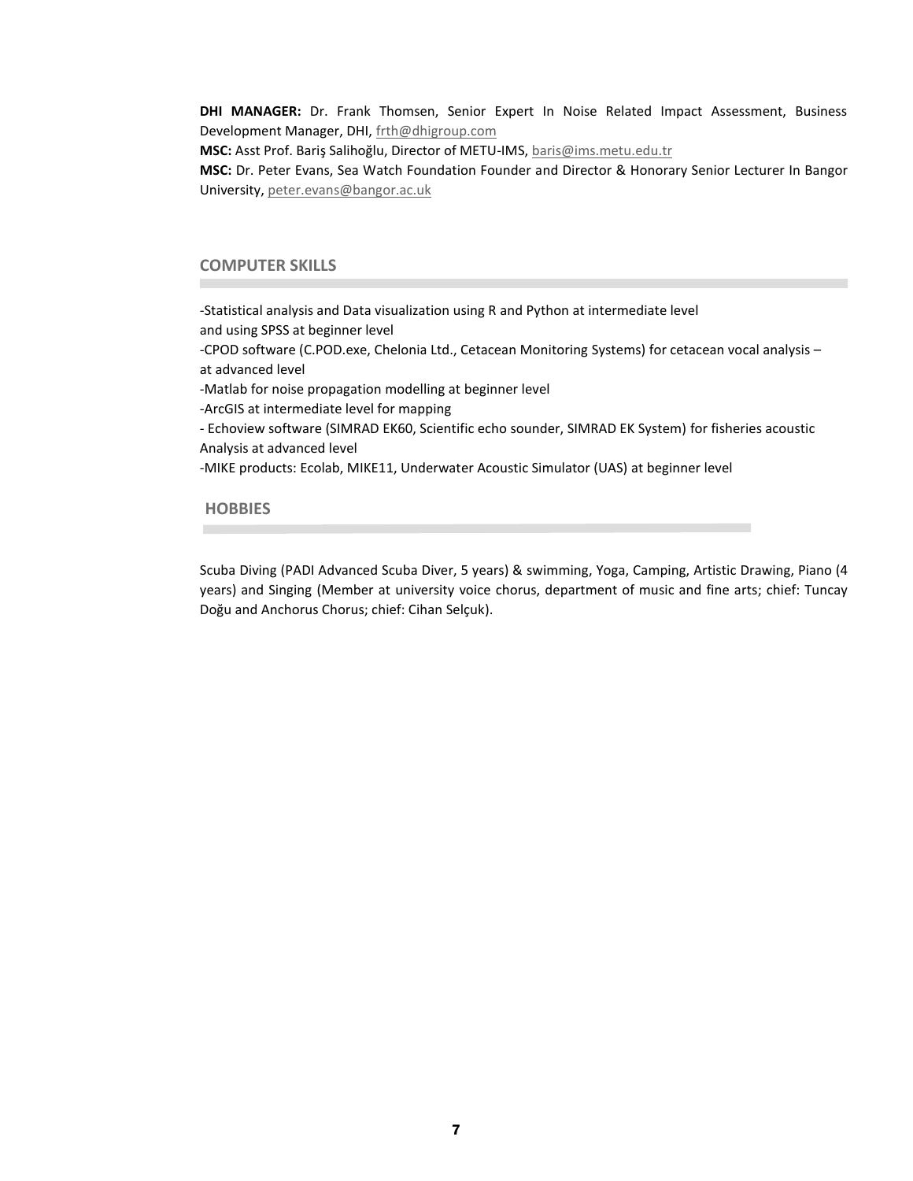**DHI MANAGER:** Dr. Frank Thomsen, Senior Expert In Noise Related Impact Assessment, Business Development Manager, DHI, frth@dhigroup.com

**MSC:** Asst Prof. Bariş Salihoğlu, Director of METU-IMS, baris@ims.metu.edu.tr

**MSC:** Dr. Peter Evans, Sea Watch Foundation Founder and Director & Honorary Senior Lecturer In Bangor University, peter.evans@bangor.ac.uk

## COMPUTER SKILLS

-Statistical analysis and Data visualization using R and Python at intermediate level and using SPSS at beginner level

-CPOD software (C.POD.exe, Chelonia Ltd., Cetacean Monitoring Systems) for cetacean vocal analysis – at advanced level

-Matlab for noise propagation modelling at beginner level

-ArcGIS at intermediate level for mapping

- Echoview software (SIMRAD EK60, Scientific echo sounder, SIMRAD EK System) for fisheries acoustic Analysis at advanced level

-MIKE products: Ecolab, MIKE11, Underwater Acoustic Simulator (UAS) at beginner level

## HOBBIES

Scuba Diving (PADI Advanced Scuba Diver, 5 years) & swimming, Yoga, Camping, Artistic Drawing, Piano (4 years) and Singing (Member at university voice chorus, department of music and fine arts; chief: Tuncay Doğu and Anchorus Chorus; chief: Cihan Selçuk).